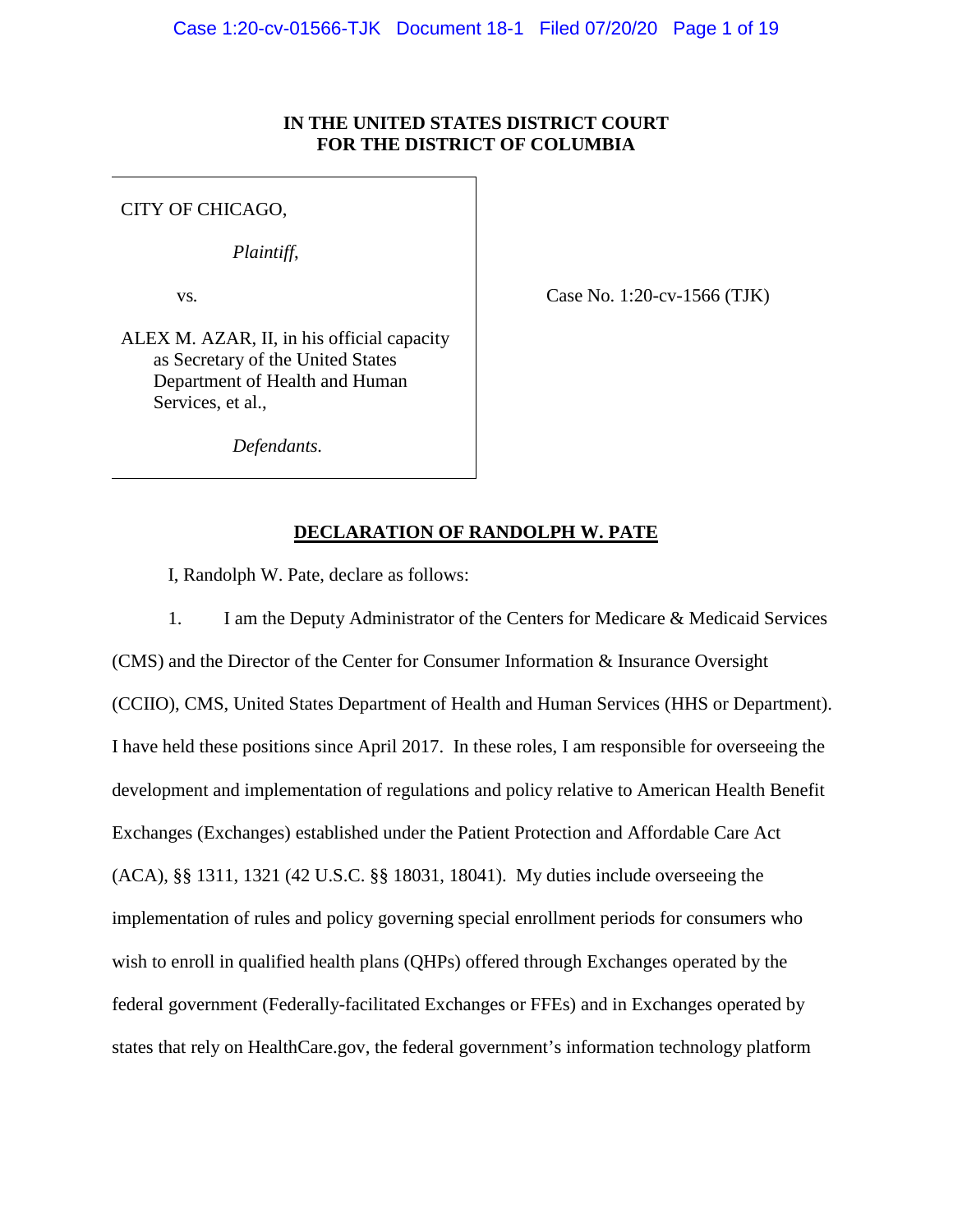**IN THE UNITED STATES DISTRICT COURT**
**FOR THE DISTRICT OF COLUMBIA**

| | |
|---|---|
| CITY OF CHICAGO,<br><br>*Plaintiff*,<br><br>vs.<br><br>ALEX M. AZAR, II, in his official capacity as Secretary of the United States Department of Health and Human Services, et al.,<br><br>*Defendants.* | Case No. 1:20-cv-1566 (TJK) |

**DECLARATION OF RANDOLPH W. PATE**

I, Randolph W. Pate, declare as follows:

1. I am the Deputy Administrator of the Centers for Medicare & Medicaid Services (CMS) and the Director of the Center for Consumer Information & Insurance Oversight (CCIIO), CMS, United States Department of Health and Human Services (HHS or Department). I have held these positions since April 2017. In these roles, I am responsible for overseeing the development and implementation of regulations and policy relative to American Health Benefit Exchanges (Exchanges) established under the Patient Protection and Affordable Care Act (ACA), §§ 1311, 1321 (42 U.S.C. §§ 18031, 18041). My duties include overseeing the implementation of rules and policy governing special enrollment periods for consumers who wish to enroll in qualified health plans (QHPs) offered through Exchanges operated by the federal government (Federally-facilitated Exchanges or FFEs) and in Exchanges operated by states that rely on HealthCare.gov, the federal government's information technology platform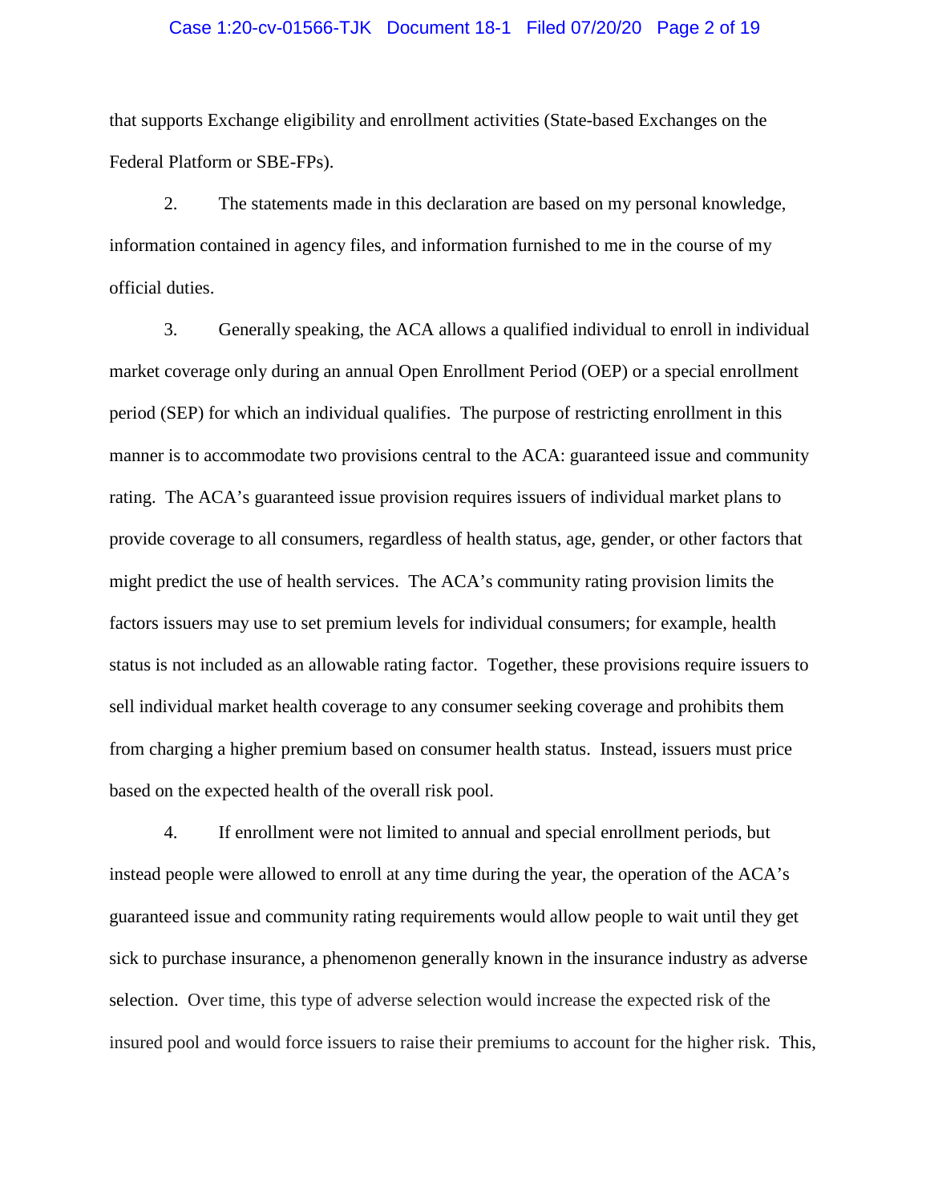that supports Exchange eligibility and enrollment activities (State-based Exchanges on the Federal Platform or SBE-FPs).

2. The statements made in this declaration are based on my personal knowledge, information contained in agency files, and information furnished to me in the course of my official duties.

3. Generally speaking, the ACA allows a qualified individual to enroll in individual market coverage only during an annual Open Enrollment Period (OEP) or a special enrollment period (SEP) for which an individual qualifies. The purpose of restricting enrollment in this manner is to accommodate two provisions central to the ACA: guaranteed issue and community rating. The ACA's guaranteed issue provision requires issuers of individual market plans to provide coverage to all consumers, regardless of health status, age, gender, or other factors that might predict the use of health services. The ACA's community rating provision limits the factors issuers may use to set premium levels for individual consumers; for example, health status is not included as an allowable rating factor. Together, these provisions require issuers to sell individual market health coverage to any consumer seeking coverage and prohibits them from charging a higher premium based on consumer health status. Instead, issuers must price based on the expected health of the overall risk pool.

4. If enrollment were not limited to annual and special enrollment periods, but instead people were allowed to enroll at any time during the year, the operation of the ACA's guaranteed issue and community rating requirements would allow people to wait until they get sick to purchase insurance, a phenomenon generally known in the insurance industry as adverse selection. Over time, this type of adverse selection would increase the expected risk of the insured pool and would force issuers to raise their premiums to account for the higher risk. This,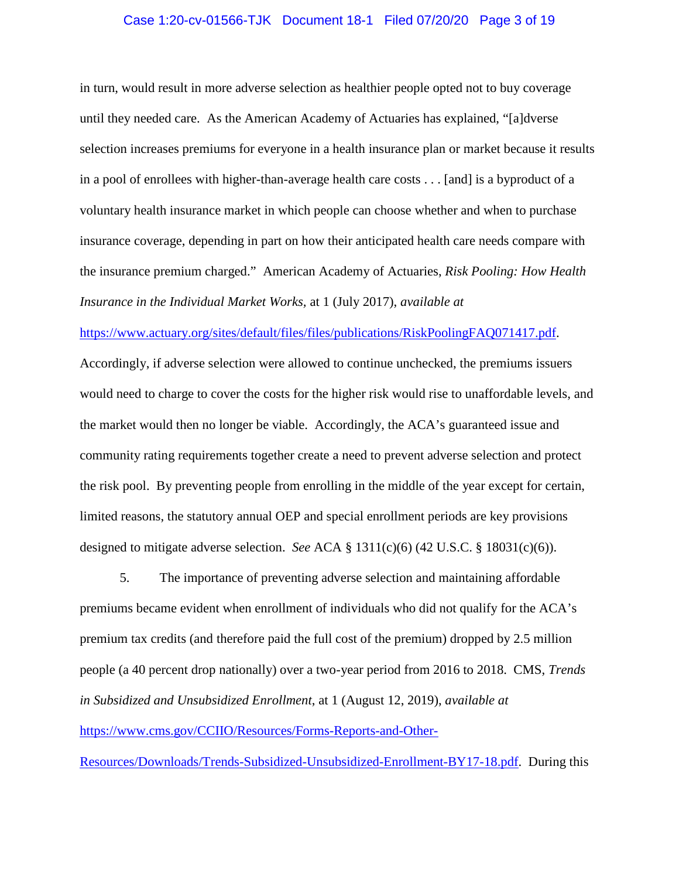in turn, would result in more adverse selection as healthier people opted not to buy coverage until they needed care. As the American Academy of Actuaries has explained, "[a]dverse selection increases premiums for everyone in a health insurance plan or market because it results in a pool of enrollees with higher-than-average health care costs . . . [and] is a byproduct of a voluntary health insurance market in which people can choose whether and when to purchase insurance coverage, depending in part on how their anticipated health care needs compare with the insurance premium charged." American Academy of Actuaries, *Risk Pooling: How Health Insurance in the Individual Market Works*, at 1 (July 2017), *available at* https://www.actuary.org/sites/default/files/files/publications/RiskPoolingFAQ071417.pdf. Accordingly, if adverse selection were allowed to continue unchecked, the premiums issuers would need to charge to cover the costs for the higher risk would rise to unaffordable levels, and the market would then no longer be viable. Accordingly, the ACA's guaranteed issue and community rating requirements together create a need to prevent adverse selection and protect the risk pool. By preventing people from enrolling in the middle of the year except for certain, limited reasons, the statutory annual OEP and special enrollment periods are key provisions designed to mitigate adverse selection. *See* ACA § 1311(c)(6) (42 U.S.C. § 18031(c)(6)).

5. The importance of preventing adverse selection and maintaining affordable premiums became evident when enrollment of individuals who did not qualify for the ACA's premium tax credits (and therefore paid the full cost of the premium) dropped by 2.5 million people (a 40 percent drop nationally) over a two-year period from 2016 to 2018. CMS, *Trends in Subsidized and Unsubsidized Enrollment*, at 1 (August 12, 2019), *available at* https://www.cms.gov/CCIIO/Resources/Forms-Reports-and-Other-Resources/Downloads/Trends-Subsidized-Unsubsidized-Enrollment-BY17-18.pdf. During this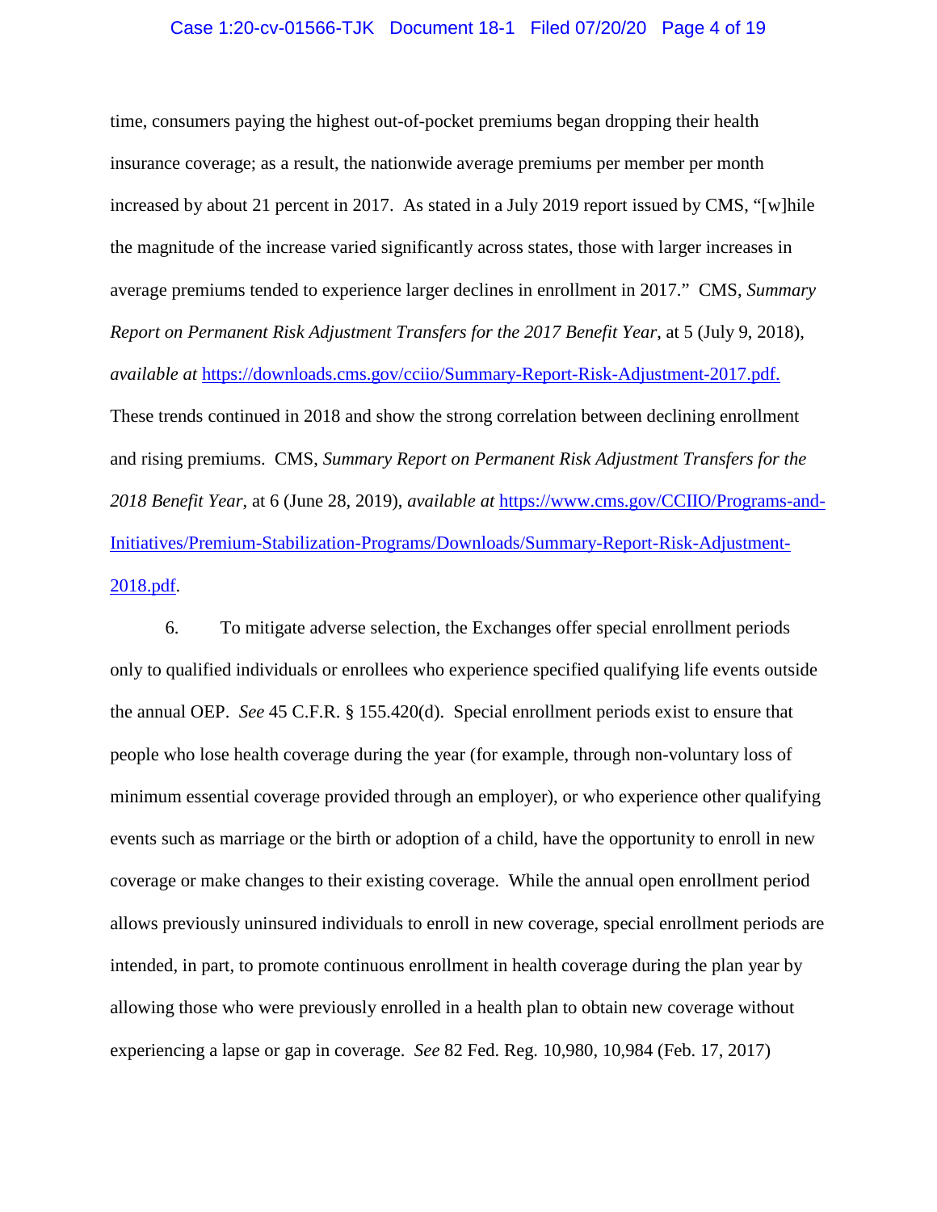time, consumers paying the highest out-of-pocket premiums began dropping their health insurance coverage; as a result, the nationwide average premiums per member per month increased by about 21 percent in 2017. As stated in a July 2019 report issued by CMS, "[w]hile the magnitude of the increase varied significantly across states, those with larger increases in average premiums tended to experience larger declines in enrollment in 2017." CMS, *Summary Report on Permanent Risk Adjustment Transfers for the 2017 Benefit Year*, at 5 (July 9, 2018), *available at* https://downloads.cms.gov/cciio/Summary-Report-Risk-Adjustment-2017.pdf. These trends continued in 2018 and show the strong correlation between declining enrollment and rising premiums. CMS, *Summary Report on Permanent Risk Adjustment Transfers for the 2018 Benefit Year*, at 6 (June 28, 2019), *available at* https://www.cms.gov/CCIIO/Programs-and-Initiatives/Premium-Stabilization-Programs/Downloads/Summary-Report-Risk-Adjustment-2018.pdf.

6. To mitigate adverse selection, the Exchanges offer special enrollment periods only to qualified individuals or enrollees who experience specified qualifying life events outside the annual OEP. *See* 45 C.F.R. § 155.420(d). Special enrollment periods exist to ensure that people who lose health coverage during the year (for example, through non-voluntary loss of minimum essential coverage provided through an employer), or who experience other qualifying events such as marriage or the birth or adoption of a child, have the opportunity to enroll in new coverage or make changes to their existing coverage. While the annual open enrollment period allows previously uninsured individuals to enroll in new coverage, special enrollment periods are intended, in part, to promote continuous enrollment in health coverage during the plan year by allowing those who were previously enrolled in a health plan to obtain new coverage without experiencing a lapse or gap in coverage. *See* 82 Fed. Reg. 10,980, 10,984 (Feb. 17, 2017)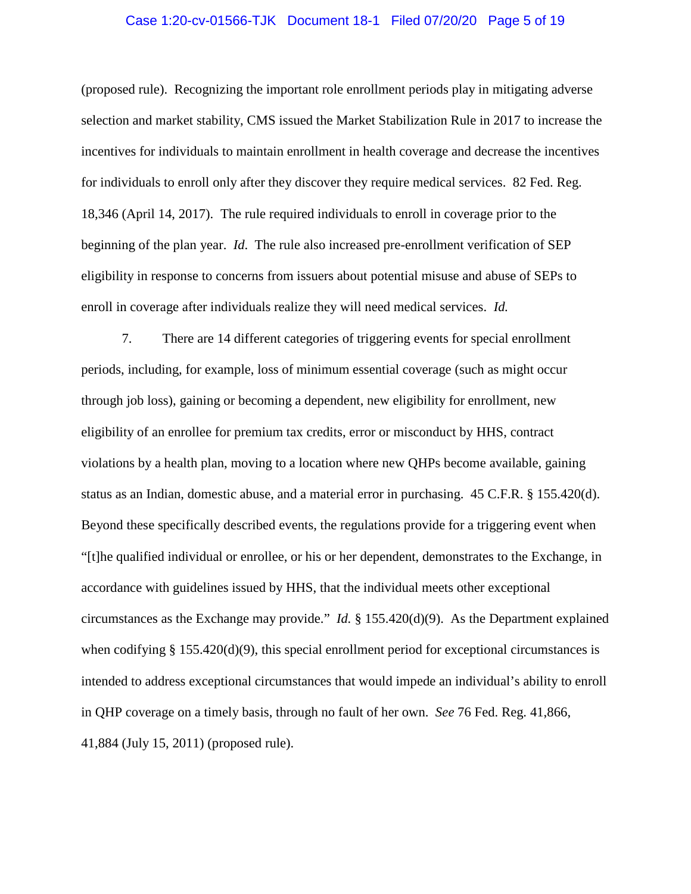(proposed rule). Recognizing the important role enrollment periods play in mitigating adverse selection and market stability, CMS issued the Market Stabilization Rule in 2017 to increase the incentives for individuals to maintain enrollment in health coverage and decrease the incentives for individuals to enroll only after they discover they require medical services. 82 Fed. Reg. 18,346 (April 14, 2017). The rule required individuals to enroll in coverage prior to the beginning of the plan year. *Id.* The rule also increased pre-enrollment verification of SEP eligibility in response to concerns from issuers about potential misuse and abuse of SEPs to enroll in coverage after individuals realize they will need medical services. *Id.*

7. There are 14 different categories of triggering events for special enrollment periods, including, for example, loss of minimum essential coverage (such as might occur through job loss), gaining or becoming a dependent, new eligibility for enrollment, new eligibility of an enrollee for premium tax credits, error or misconduct by HHS, contract violations by a health plan, moving to a location where new QHPs become available, gaining status as an Indian, domestic abuse, and a material error in purchasing. 45 C.F.R. § 155.420(d). Beyond these specifically described events, the regulations provide for a triggering event when "[t]he qualified individual or enrollee, or his or her dependent, demonstrates to the Exchange, in accordance with guidelines issued by HHS, that the individual meets other exceptional circumstances as the Exchange may provide." *Id.* § 155.420(d)(9). As the Department explained when codifying § 155.420(d)(9), this special enrollment period for exceptional circumstances is intended to address exceptional circumstances that would impede an individual's ability to enroll in QHP coverage on a timely basis, through no fault of her own. *See* 76 Fed. Reg. 41,866, 41,884 (July 15, 2011) (proposed rule).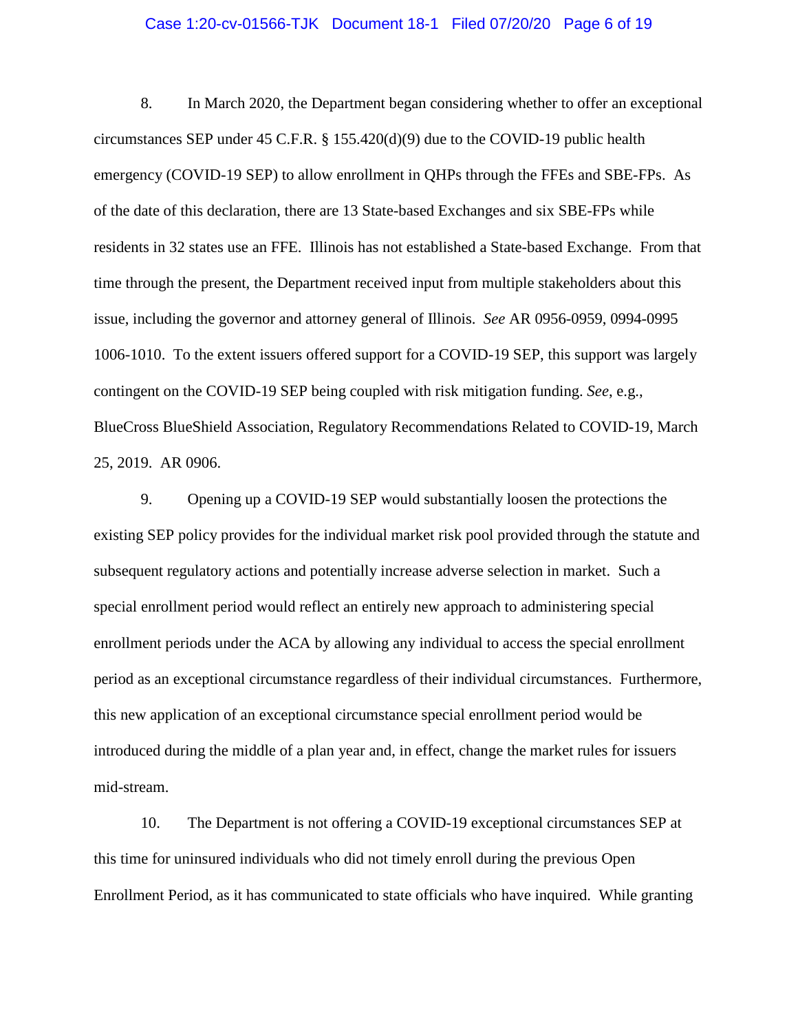8. In March 2020, the Department began considering whether to offer an exceptional circumstances SEP under 45 C.F.R. § 155.420(d)(9) due to the COVID-19 public health emergency (COVID-19 SEP) to allow enrollment in QHPs through the FFEs and SBE-FPs. As of the date of this declaration, there are 13 State-based Exchanges and six SBE-FPs while residents in 32 states use an FFE. Illinois has not established a State-based Exchange. From that time through the present, the Department received input from multiple stakeholders about this issue, including the governor and attorney general of Illinois. *See* AR 0956-0959, 0994-0995 1006-1010. To the extent issuers offered support for a COVID-19 SEP, this support was largely contingent on the COVID-19 SEP being coupled with risk mitigation funding. *See*, e.g., BlueCross BlueShield Association, Regulatory Recommendations Related to COVID-19, March 25, 2019. AR 0906.

9. Opening up a COVID-19 SEP would substantially loosen the protections the existing SEP policy provides for the individual market risk pool provided through the statute and subsequent regulatory actions and potentially increase adverse selection in market. Such a special enrollment period would reflect an entirely new approach to administering special enrollment periods under the ACA by allowing any individual to access the special enrollment period as an exceptional circumstance regardless of their individual circumstances. Furthermore, this new application of an exceptional circumstance special enrollment period would be introduced during the middle of a plan year and, in effect, change the market rules for issuers mid-stream.

10. The Department is not offering a COVID-19 exceptional circumstances SEP at this time for uninsured individuals who did not timely enroll during the previous Open Enrollment Period, as it has communicated to state officials who have inquired. While granting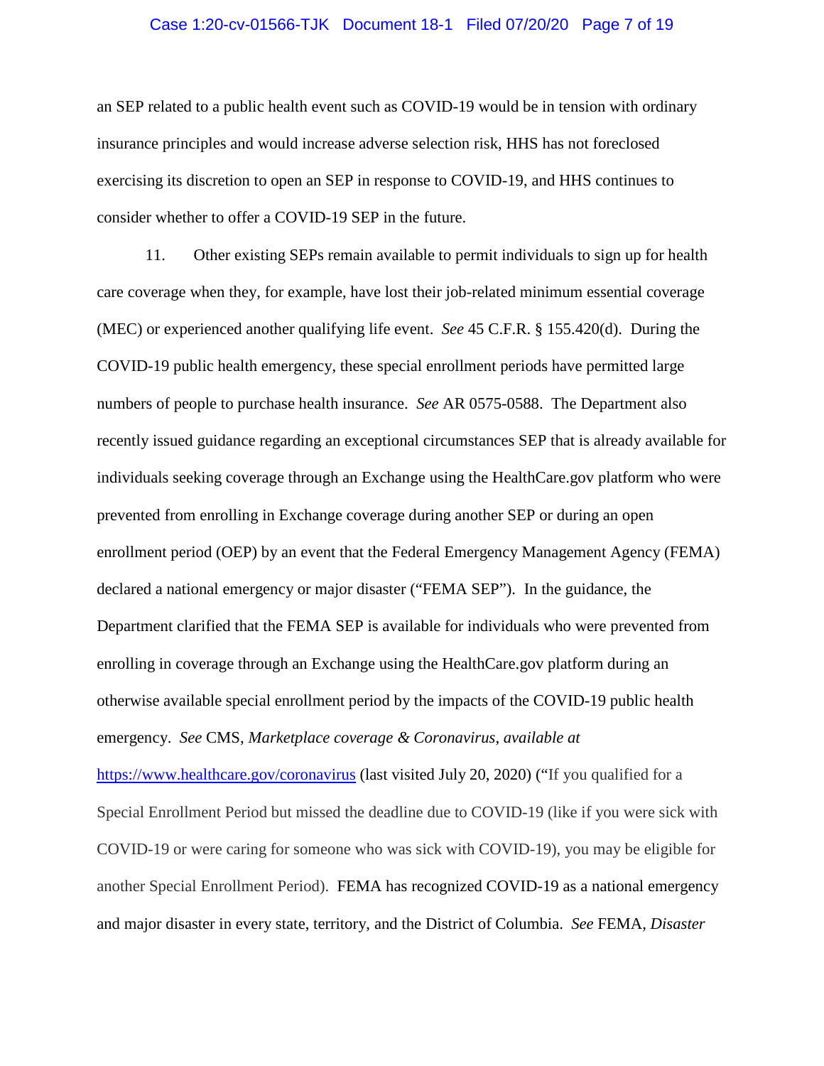an SEP related to a public health event such as COVID-19 would be in tension with ordinary insurance principles and would increase adverse selection risk, HHS has not foreclosed exercising its discretion to open an SEP in response to COVID-19, and HHS continues to consider whether to offer a COVID-19 SEP in the future.

11. Other existing SEPs remain available to permit individuals to sign up for health care coverage when they, for example, have lost their job-related minimum essential coverage (MEC) or experienced another qualifying life event. *See* 45 C.F.R. § 155.420(d). During the COVID-19 public health emergency, these special enrollment periods have permitted large numbers of people to purchase health insurance. *See* AR 0575-0588. The Department also recently issued guidance regarding an exceptional circumstances SEP that is already available for individuals seeking coverage through an Exchange using the HealthCare.gov platform who were prevented from enrolling in Exchange coverage during another SEP or during an open enrollment period (OEP) by an event that the Federal Emergency Management Agency (FEMA) declared a national emergency or major disaster ("FEMA SEP"). In the guidance, the Department clarified that the FEMA SEP is available for individuals who were prevented from enrolling in coverage through an Exchange using the HealthCare.gov platform during an otherwise available special enrollment period by the impacts of the COVID-19 public health emergency. *See* CMS, *Marketplace coverage & Coronavirus*, *available at* https://www.healthcare.gov/coronavirus (last visited July 20, 2020) ("If you qualified for a Special Enrollment Period but missed the deadline due to COVID-19 (like if you were sick with COVID-19 or were caring for someone who was sick with COVID-19), you may be eligible for another Special Enrollment Period). FEMA has recognized COVID-19 as a national emergency and major disaster in every state, territory, and the District of Columbia. *See* FEMA, *Disaster*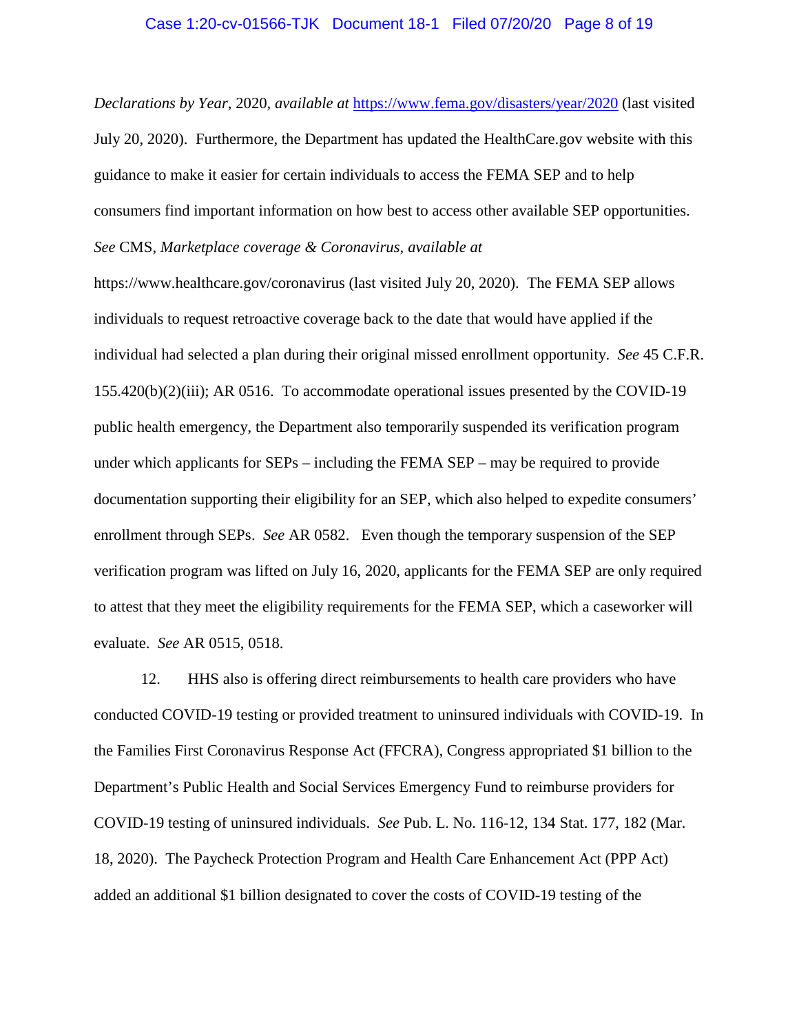*Declarations by Year*, 2020, *available at* https://www.fema.gov/disasters/year/2020 (last visited July 20, 2020). Furthermore, the Department has updated the HealthCare.gov website with this guidance to make it easier for certain individuals to access the FEMA SEP and to help consumers find important information on how best to access other available SEP opportunities. *See* CMS, *Marketplace coverage & Coronavirus*, *available at* https://www.healthcare.gov/coronavirus (last visited July 20, 2020). The FEMA SEP allows individuals to request retroactive coverage back to the date that would have applied if the individual had selected a plan during their original missed enrollment opportunity. *See* 45 C.F.R. 155.420(b)(2)(iii); AR 0516. To accommodate operational issues presented by the COVID-19 public health emergency, the Department also temporarily suspended its verification program under which applicants for SEPs – including the FEMA SEP – may be required to provide documentation supporting their eligibility for an SEP, which also helped to expedite consumers' enrollment through SEPs. *See* AR 0582. Even though the temporary suspension of the SEP verification program was lifted on July 16, 2020, applicants for the FEMA SEP are only required to attest that they meet the eligibility requirements for the FEMA SEP, which a caseworker will evaluate. *See* AR 0515, 0518.

12. HHS also is offering direct reimbursements to health care providers who have conducted COVID-19 testing or provided treatment to uninsured individuals with COVID-19. In the Families First Coronavirus Response Act (FFCRA), Congress appropriated $1 billion to the Department's Public Health and Social Services Emergency Fund to reimburse providers for COVID-19 testing of uninsured individuals. *See* Pub. L. No. 116-12, 134 Stat. 177, 182 (Mar. 18, 2020). The Paycheck Protection Program and Health Care Enhancement Act (PPP Act) added an additional $1 billion designated to cover the costs of COVID-19 testing of the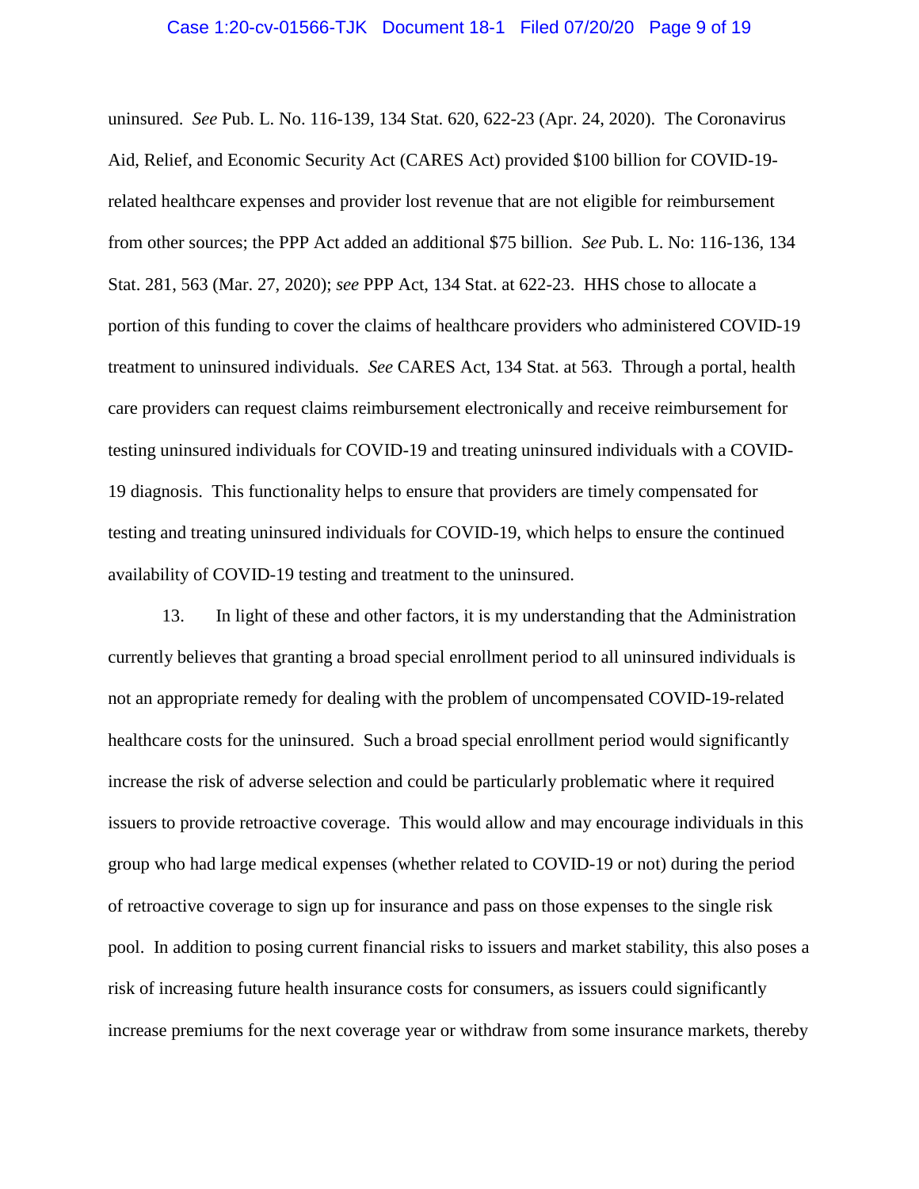uninsured. *See* Pub. L. No. 116-139, 134 Stat. 620, 622-23 (Apr. 24, 2020). The Coronavirus Aid, Relief, and Economic Security Act (CARES Act) provided $100 billion for COVID-19-related healthcare expenses and provider lost revenue that are not eligible for reimbursement from other sources; the PPP Act added an additional $75 billion. *See* Pub. L. No: 116-136, 134 Stat. 281, 563 (Mar. 27, 2020); *see* PPP Act, 134 Stat. at 622-23. HHS chose to allocate a portion of this funding to cover the claims of healthcare providers who administered COVID-19 treatment to uninsured individuals. *See* CARES Act, 134 Stat. at 563. Through a portal, health care providers can request claims reimbursement electronically and receive reimbursement for testing uninsured individuals for COVID-19 and treating uninsured individuals with a COVID-19 diagnosis. This functionality helps to ensure that providers are timely compensated for testing and treating uninsured individuals for COVID-19, which helps to ensure the continued availability of COVID-19 testing and treatment to the uninsured.

13. In light of these and other factors, it is my understanding that the Administration currently believes that granting a broad special enrollment period to all uninsured individuals is not an appropriate remedy for dealing with the problem of uncompensated COVID-19-related healthcare costs for the uninsured. Such a broad special enrollment period would significantly increase the risk of adverse selection and could be particularly problematic where it required issuers to provide retroactive coverage. This would allow and may encourage individuals in this group who had large medical expenses (whether related to COVID-19 or not) during the period of retroactive coverage to sign up for insurance and pass on those expenses to the single risk pool. In addition to posing current financial risks to issuers and market stability, this also poses a risk of increasing future health insurance costs for consumers, as issuers could significantly increase premiums for the next coverage year or withdraw from some insurance markets, thereby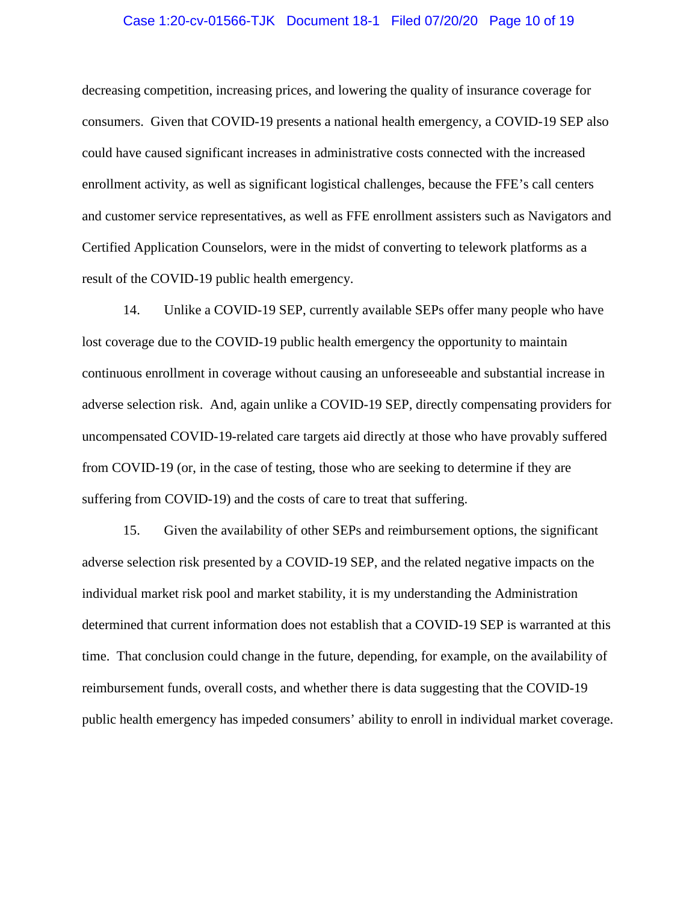decreasing competition, increasing prices, and lowering the quality of insurance coverage for consumers. Given that COVID-19 presents a national health emergency, a COVID-19 SEP also could have caused significant increases in administrative costs connected with the increased enrollment activity, as well as significant logistical challenges, because the FFE's call centers and customer service representatives, as well as FFE enrollment assisters such as Navigators and Certified Application Counselors, were in the midst of converting to telework platforms as a result of the COVID-19 public health emergency.

14. Unlike a COVID-19 SEP, currently available SEPs offer many people who have lost coverage due to the COVID-19 public health emergency the opportunity to maintain continuous enrollment in coverage without causing an unforeseeable and substantial increase in adverse selection risk. And, again unlike a COVID-19 SEP, directly compensating providers for uncompensated COVID-19-related care targets aid directly at those who have provably suffered from COVID-19 (or, in the case of testing, those who are seeking to determine if they are suffering from COVID-19) and the costs of care to treat that suffering.

15. Given the availability of other SEPs and reimbursement options, the significant adverse selection risk presented by a COVID-19 SEP, and the related negative impacts on the individual market risk pool and market stability, it is my understanding the Administration determined that current information does not establish that a COVID-19 SEP is warranted at this time. That conclusion could change in the future, depending, for example, on the availability of reimbursement funds, overall costs, and whether there is data suggesting that the COVID-19 public health emergency has impeded consumers' ability to enroll in individual market coverage.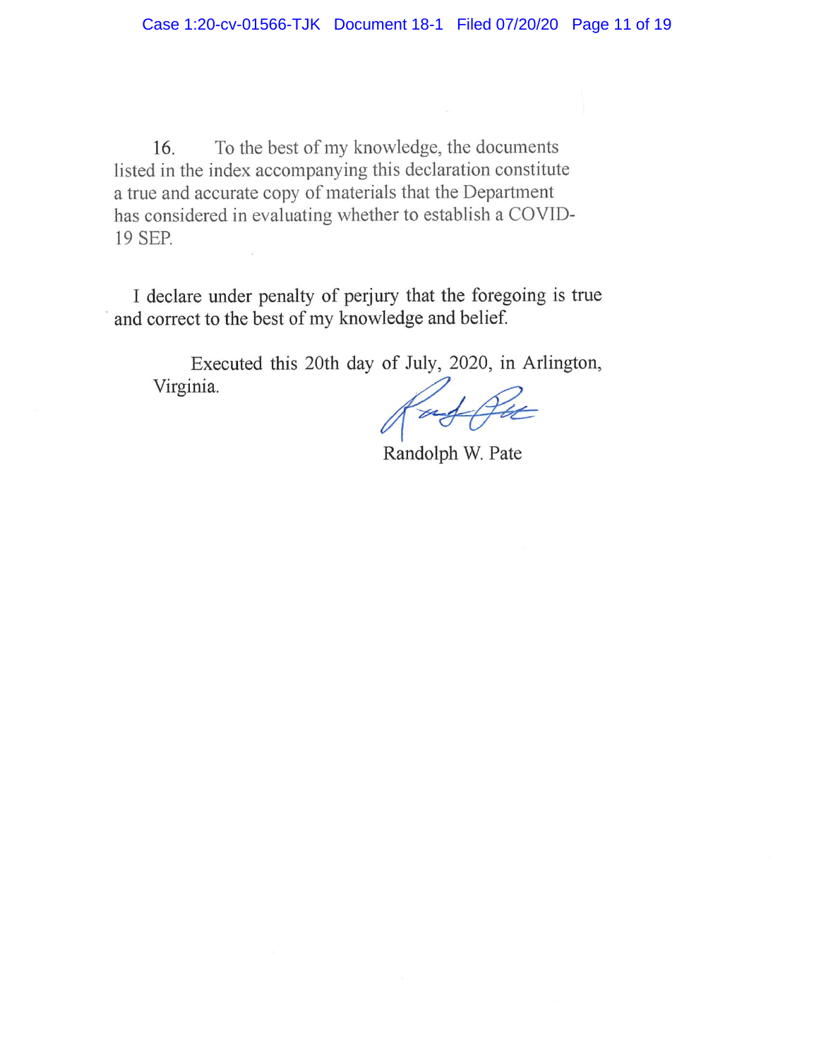16. To the best of my knowledge, the documents listed in the index accompanying this declaration constitute a true and accurate copy of materials that the Department has considered in evaluating whether to establish a COVID-19 SEP.

I declare under penalty of perjury that the foregoing is true and correct to the best of my knowledge and belief.

Executed this 20th day of July, 2020, in Arlington, Virginia.

Randolph W. Pate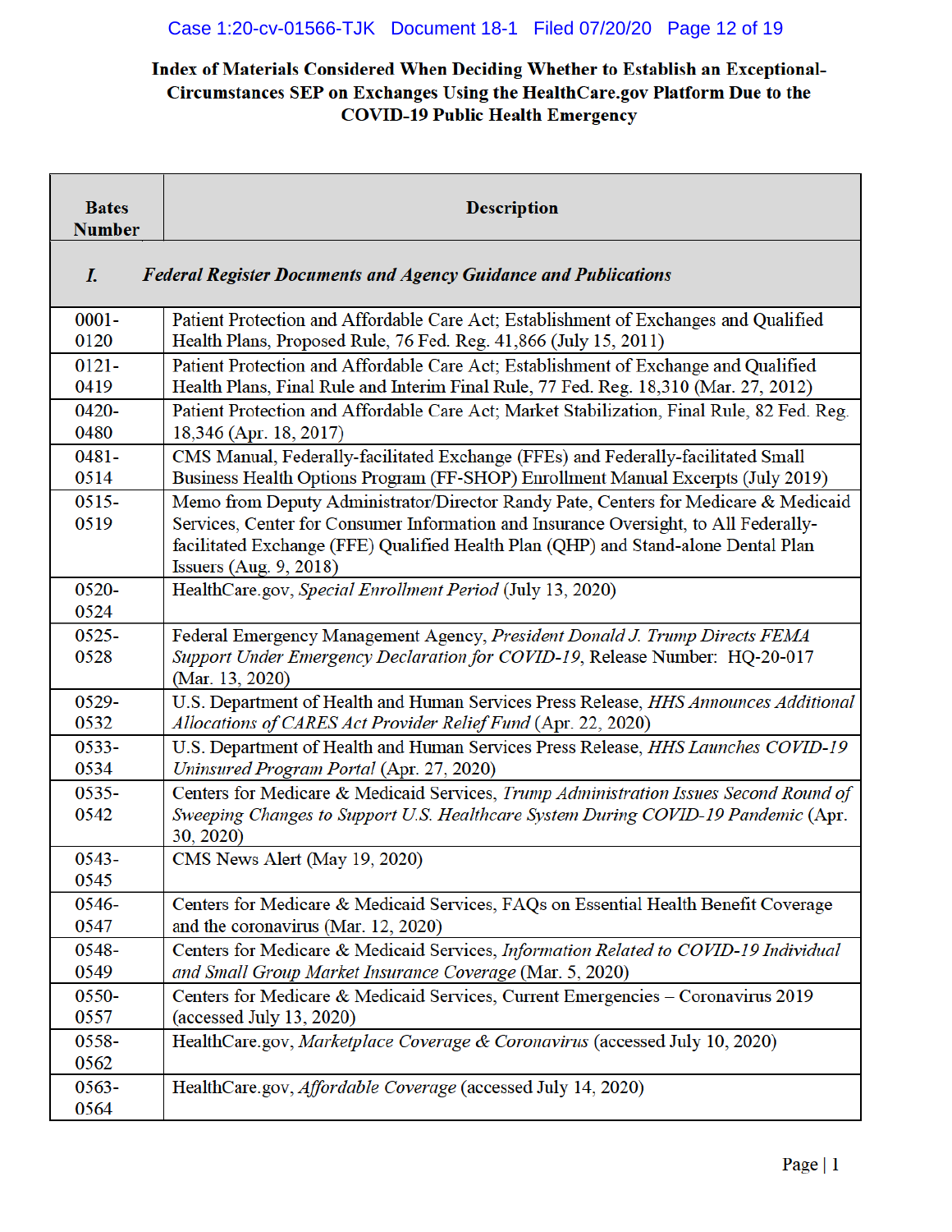**Index of Materials Considered When Deciding Whether to Establish an Exceptional-Circumstances SEP on Exchanges Using the HealthCare.gov Platform Due to the COVID-19 Public Health Emergency**

| Bates Number | Description |
|---|---|
| ***I.*** | ***Federal Register Documents and Agency Guidance and Publications*** |
| 0001-0120 | Patient Protection and Affordable Care Act; Establishment of Exchanges and Qualified Health Plans, Proposed Rule, 76 Fed. Reg. 41,866 (July 15, 2011) |
| 0121-0419 | Patient Protection and Affordable Care Act; Establishment of Exchange and Qualified Health Plans, Final Rule and Interim Final Rule, 77 Fed. Reg. 18,310 (Mar. 27, 2012) |
| 0420-0480 | Patient Protection and Affordable Care Act; Market Stabilization, Final Rule, 82 Fed. Reg. 18,346 (Apr. 18, 2017) |
| 0481-0514 | CMS Manual, Federally-facilitated Exchange (FFEs) and Federally-facilitated Small Business Health Options Program (FF-SHOP) Enrollment Manual Excerpts (July 2019) |
| 0515-0519 | Memo from Deputy Administrator/Director Randy Pate, Centers for Medicare & Medicaid Services, Center for Consumer Information and Insurance Oversight, to All Federally-facilitated Exchange (FFE) Qualified Health Plan (QHP) and Stand-alone Dental Plan Issuers (Aug. 9, 2018) |
| 0520-0524 | HealthCare.gov, *Special Enrollment Period* (July 13, 2020) |
| 0525-0528 | Federal Emergency Management Agency, *President Donald J. Trump Directs FEMA Support Under Emergency Declaration for COVID-19*, Release Number: HQ-20-017 (Mar. 13, 2020) |
| 0529-0532 | U.S. Department of Health and Human Services Press Release, *HHS Announces Additional Allocations of CARES Act Provider Relief Fund* (Apr. 22, 2020) |
| 0533-0534 | U.S. Department of Health and Human Services Press Release, *HHS Launches COVID-19 Uninsured Program Portal* (Apr. 27, 2020) |
| 0535-0542 | Centers for Medicare & Medicaid Services, *Trump Administration Issues Second Round of Sweeping Changes to Support U.S. Healthcare System During COVID-19 Pandemic* (Apr. 30, 2020) |
| 0543-0545 | CMS News Alert (May 19, 2020) |
| 0546-0547 | Centers for Medicare & Medicaid Services, FAQs on Essential Health Benefit Coverage and the coronavirus (Mar. 12, 2020) |
| 0548-0549 | Centers for Medicare & Medicaid Services, *Information Related to COVID-19 Individual and Small Group Market Insurance Coverage* (Mar. 5, 2020) |
| 0550-0557 | Centers for Medicare & Medicaid Services, Current Emergencies – Coronavirus 2019 (accessed July 13, 2020) |
| 0558-0562 | HealthCare.gov, *Marketplace Coverage & Coronavirus* (accessed July 10, 2020) |
| 0563-0564 | HealthCare.gov, *Affordable Coverage* (accessed July 14, 2020) |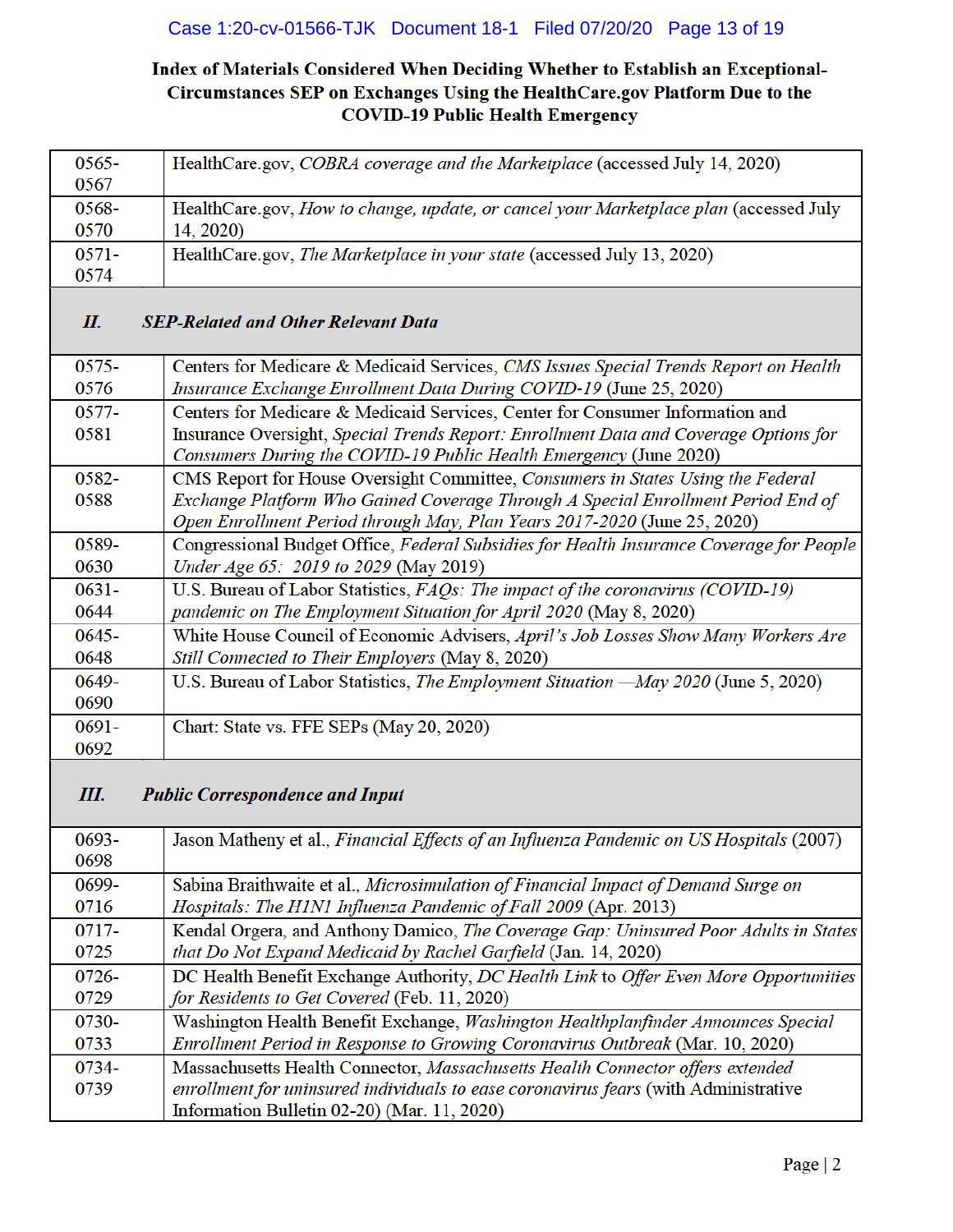**Index of Materials Considered When Deciding Whether to Establish an Exceptional-Circumstances SEP on Exchanges Using the HealthCare.gov Platform Due to the COVID-19 Public Health Emergency**

| | |
|---|---|
| 0565-0567 | HealthCare.gov, *COBRA coverage and the Marketplace* (accessed July 14, 2020) |
| 0568-0570 | HealthCare.gov, *How to change, update, or cancel your Marketplace plan* (accessed July 14, 2020) |
| 0571-0574 | HealthCare.gov, *The Marketplace in your state* (accessed July 13, 2020) |
| ***II. SEP-Related and Other Relevant Data*** | |
| 0575-0576 | Centers for Medicare & Medicaid Services, *CMS Issues Special Trends Report on Health Insurance Exchange Enrollment Data During COVID-19* (June 25, 2020) |
| 0577-0581 | Centers for Medicare & Medicaid Services, Center for Consumer Information and Insurance Oversight, *Special Trends Report: Enrollment Data and Coverage Options for Consumers During the COVID-19 Public Health Emergency* (June 2020) |
| 0582-0588 | CMS Report for House Oversight Committee, *Consumers in States Using the Federal Exchange Platform Who Gained Coverage Through A Special Enrollment Period End of Open Enrollment Period through May, Plan Years 2017-2020* (June 25, 2020) |
| 0589-0630 | Congressional Budget Office, *Federal Subsidies for Health Insurance Coverage for People Under Age 65: 2019 to 2029* (May 2019) |
| 0631-0644 | U.S. Bureau of Labor Statistics, *FAQs: The impact of the coronavirus (COVID-19) pandemic on The Employment Situation for April 2020* (May 8, 2020) |
| 0645-0648 | White House Council of Economic Advisers, *April's Job Losses Show Many Workers Are Still Connected to Their Employers* (May 8, 2020) |
| 0649-0690 | U.S. Bureau of Labor Statistics, *The Employment Situation —May 2020* (June 5, 2020) |
| 0691-0692 | Chart: State vs. FFE SEPs (May 20, 2020) |
| ***III. Public Correspondence and Input*** | |
| 0693-0698 | Jason Matheny et al., *Financial Effects of an Influenza Pandemic on US Hospitals* (2007) |
| 0699-0716 | Sabina Braithwaite et al., *Microsimulation of Financial Impact of Demand Surge on Hospitals: The H1N1 Influenza Pandemic of Fall 2009* (Apr. 2013) |
| 0717-0725 | Kendal Orgera, and Anthony Damico, *The Coverage Gap: Uninsured Poor Adults in States that Do Not Expand Medicaid by Rachel Garfield* (Jan. 14, 2020) |
| 0726-0729 | DC Health Benefit Exchange Authority, *DC Health Link* to *Offer Even More Opportunities for Residents to Get Covered* (Feb. 11, 2020) |
| 0730-0733 | Washington Health Benefit Exchange, *Washington Healthplanfinder Announces Special Enrollment Period in Response to Growing Coronavirus Outbreak* (Mar. 10, 2020) |
| 0734-0739 | Massachusetts Health Connector, *Massachusetts Health Connector offers extended enrollment for uninsured individuals to ease coronavirus fears* (with Administrative Information Bulletin 02-20) (Mar. 11, 2020) |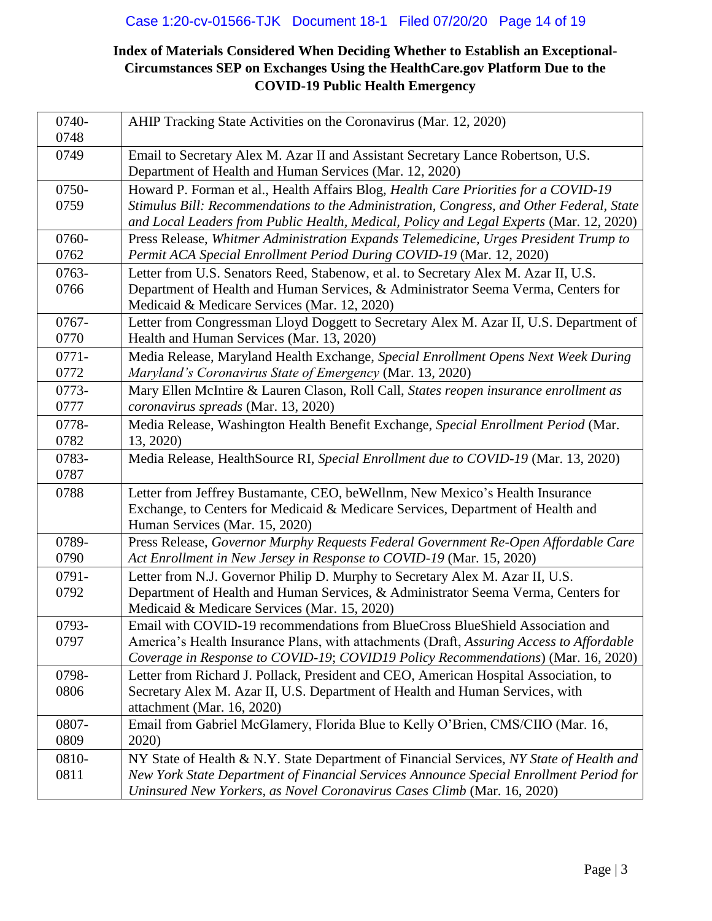**Index of Materials Considered When Deciding Whether to Establish an Exceptional-Circumstances SEP on Exchanges Using the HealthCare.gov Platform Due to the COVID-19 Public Health Emergency**

| | |
|---|---|
| 0740-0748 | AHIP Tracking State Activities on the Coronavirus (Mar. 12, 2020) |
| 0749 | Email to Secretary Alex M. Azar II and Assistant Secretary Lance Robertson, U.S. Department of Health and Human Services (Mar. 12, 2020) |
| 0750-0759 | Howard P. Forman et al., Health Affairs Blog, *Health Care Priorities for a COVID-19 Stimulus Bill: Recommendations to the Administration, Congress, and Other Federal, State and Local Leaders from Public Health, Medical, Policy and Legal Experts* (Mar. 12, 2020) |
| 0760-0762 | Press Release, *Whitmer Administration Expands Telemedicine, Urges President Trump to Permit ACA Special Enrollment Period During COVID-19* (Mar. 12, 2020) |
| 0763-0766 | Letter from U.S. Senators Reed, Stabenow, et al. to Secretary Alex M. Azar II, U.S. Department of Health and Human Services, & Administrator Seema Verma, Centers for Medicaid & Medicare Services (Mar. 12, 2020) |
| 0767-0770 | Letter from Congressman Lloyd Doggett to Secretary Alex M. Azar II, U.S. Department of Health and Human Services (Mar. 13, 2020) |
| 0771-0772 | Media Release, Maryland Health Exchange, *Special Enrollment Opens Next Week During Maryland's Coronavirus State of Emergency* (Mar. 13, 2020) |
| 0773-0777 | Mary Ellen McIntire & Lauren Clason, Roll Call, *States reopen insurance enrollment as coronavirus spreads* (Mar. 13, 2020) |
| 0778-0782 | Media Release, Washington Health Benefit Exchange, *Special Enrollment Period* (Mar. 13, 2020) |
| 0783-0787 | Media Release, HealthSource RI, *Special Enrollment due to COVID-19* (Mar. 13, 2020) |
| 0788 | Letter from Jeffrey Bustamante, CEO, beWellnm, New Mexico's Health Insurance Exchange, to Centers for Medicaid & Medicare Services, Department of Health and Human Services (Mar. 15, 2020) |
| 0789-0790 | Press Release, *Governor Murphy Requests Federal Government Re-Open Affordable Care Act Enrollment in New Jersey in Response to COVID-19* (Mar. 15, 2020) |
| 0791-0792 | Letter from N.J. Governor Philip D. Murphy to Secretary Alex M. Azar II, U.S. Department of Health and Human Services, & Administrator Seema Verma, Centers for Medicaid & Medicare Services (Mar. 15, 2020) |
| 0793-0797 | Email with COVID-19 recommendations from BlueCross BlueShield Association and America's Health Insurance Plans, with attachments (Draft, *Assuring Access to Affordable Coverage in Response to COVID-19*; *COVID19 Policy Recommendations*) (Mar. 16, 2020) |
| 0798-0806 | Letter from Richard J. Pollack, President and CEO, American Hospital Association, to Secretary Alex M. Azar II, U.S. Department of Health and Human Services, with attachment (Mar. 16, 2020) |
| 0807-0809 | Email from Gabriel McGlamery, Florida Blue to Kelly O'Brien, CMS/CIIO (Mar. 16, 2020) |
| 0810-0811 | NY State of Health & N.Y. State Department of Financial Services, *NY State of Health and New York State Department of Financial Services Announce Special Enrollment Period for Uninsured New Yorkers, as Novel Coronavirus Cases Climb* (Mar. 16, 2020) |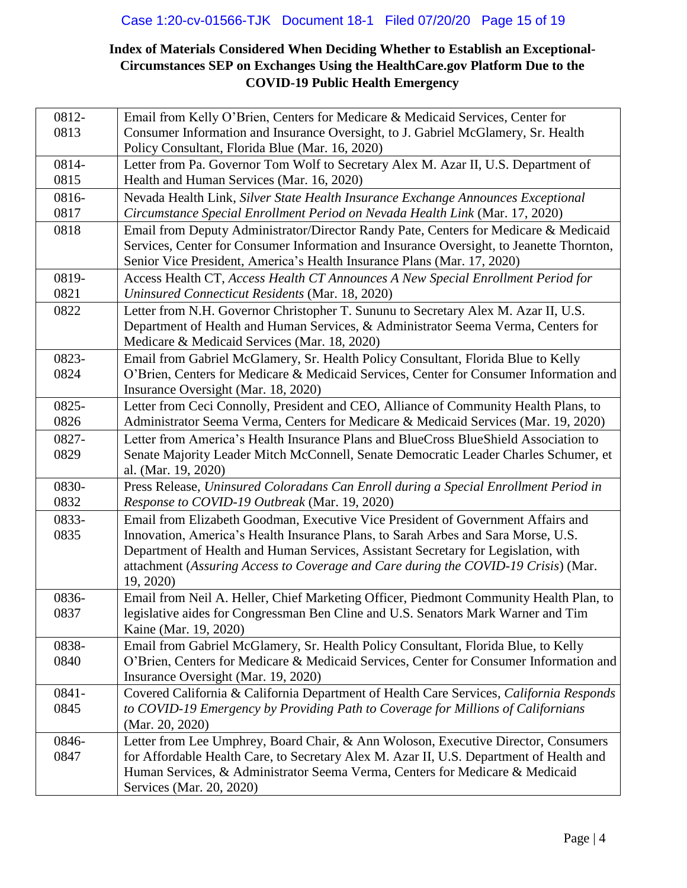**Index of Materials Considered When Deciding Whether to Establish an Exceptional-Circumstances SEP on Exchanges Using the HealthCare.gov Platform Due to the COVID-19 Public Health Emergency**

| | |
|---|---|
| 0812-0813 | Email from Kelly O'Brien, Centers for Medicare & Medicaid Services, Center for Consumer Information and Insurance Oversight, to J. Gabriel McGlamery, Sr. Health Policy Consultant, Florida Blue (Mar. 16, 2020) |
| 0814-0815 | Letter from Pa. Governor Tom Wolf to Secretary Alex M. Azar II, U.S. Department of Health and Human Services (Mar. 16, 2020) |
| 0816-0817 | Nevada Health Link, *Silver State Health Insurance Exchange Announces Exceptional Circumstance Special Enrollment Period on Nevada Health Link* (Mar. 17, 2020) |
| 0818 | Email from Deputy Administrator/Director Randy Pate, Centers for Medicare & Medicaid Services, Center for Consumer Information and Insurance Oversight, to Jeanette Thornton, Senior Vice President, America's Health Insurance Plans (Mar. 17, 2020) |
| 0819-0821 | Access Health CT, *Access Health CT Announces A New Special Enrollment Period for Uninsured Connecticut Residents* (Mar. 18, 2020) |
| 0822 | Letter from N.H. Governor Christopher T. Sununu to Secretary Alex M. Azar II, U.S. Department of Health and Human Services, & Administrator Seema Verma, Centers for Medicare & Medicaid Services (Mar. 18, 2020) |
| 0823-0824 | Email from Gabriel McGlamery, Sr. Health Policy Consultant, Florida Blue to Kelly O'Brien, Centers for Medicare & Medicaid Services, Center for Consumer Information and Insurance Oversight (Mar. 18, 2020) |
| 0825-0826 | Letter from Ceci Connolly, President and CEO, Alliance of Community Health Plans, to Administrator Seema Verma, Centers for Medicare & Medicaid Services (Mar. 19, 2020) |
| 0827-0829 | Letter from America's Health Insurance Plans and BlueCross BlueShield Association to Senate Majority Leader Mitch McConnell, Senate Democratic Leader Charles Schumer, et al. (Mar. 19, 2020) |
| 0830-0832 | Press Release, *Uninsured Coloradans Can Enroll during a Special Enrollment Period in Response to COVID-19 Outbreak* (Mar. 19, 2020) |
| 0833-0835 | Email from Elizabeth Goodman, Executive Vice President of Government Affairs and Innovation, America's Health Insurance Plans, to Sarah Arbes and Sara Morse, U.S. Department of Health and Human Services, Assistant Secretary for Legislation, with attachment (*Assuring Access to Coverage and Care during the COVID-19 Crisis*) (Mar. 19, 2020) |
| 0836-0837 | Email from Neil A. Heller, Chief Marketing Officer, Piedmont Community Health Plan, to legislative aides for Congressman Ben Cline and U.S. Senators Mark Warner and Tim Kaine (Mar. 19, 2020) |
| 0838-0840 | Email from Gabriel McGlamery, Sr. Health Policy Consultant, Florida Blue, to Kelly O'Brien, Centers for Medicare & Medicaid Services, Center for Consumer Information and Insurance Oversight (Mar. 19, 2020) |
| 0841-0845 | Covered California & California Department of Health Care Services, *California Responds to COVID-19 Emergency by Providing Path to Coverage for Millions of Californians* (Mar. 20, 2020) |
| 0846-0847 | Letter from Lee Umphrey, Board Chair, & Ann Woloson, Executive Director, Consumers for Affordable Health Care, to Secretary Alex M. Azar II, U.S. Department of Health and Human Services, & Administrator Seema Verma, Centers for Medicare & Medicaid Services (Mar. 20, 2020) |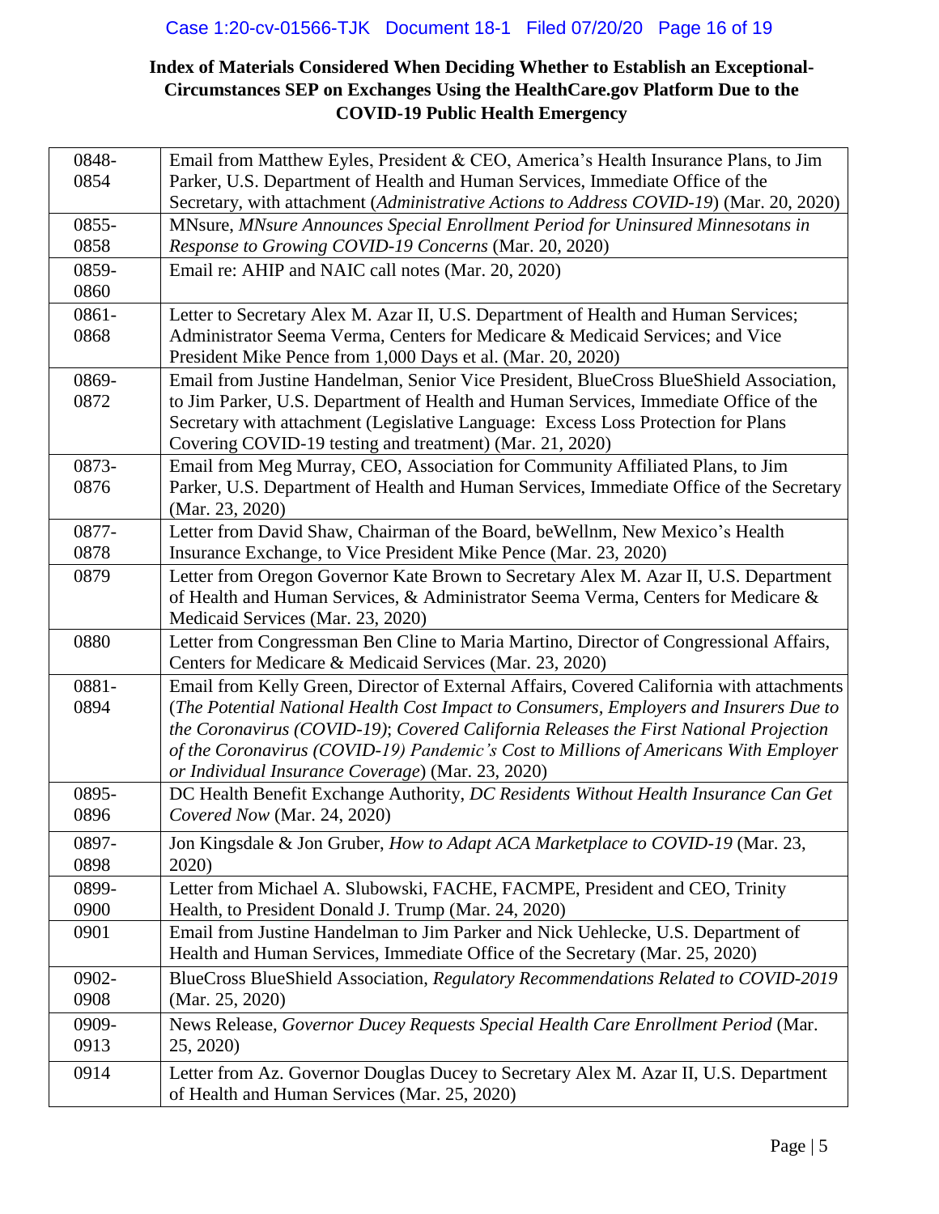**Index of Materials Considered When Deciding Whether to Establish an Exceptional-Circumstances SEP on Exchanges Using the HealthCare.gov Platform Due to the COVID-19 Public Health Emergency**

| | |
|---|---|
| 0848-0854 | Email from Matthew Eyles, President & CEO, America's Health Insurance Plans, to Jim Parker, U.S. Department of Health and Human Services, Immediate Office of the Secretary, with attachment (*Administrative Actions to Address COVID-19*) (Mar. 20, 2020) |
| 0855-0858 | MNsure, *MNsure Announces Special Enrollment Period for Uninsured Minnesotans in Response to Growing COVID-19 Concerns* (Mar. 20, 2020) |
| 0859-0860 | Email re: AHIP and NAIC call notes (Mar. 20, 2020) |
| 0861-0868 | Letter to Secretary Alex M. Azar II, U.S. Department of Health and Human Services; Administrator Seema Verma, Centers for Medicare & Medicaid Services; and Vice President Mike Pence from 1,000 Days et al. (Mar. 20, 2020) |
| 0869-0872 | Email from Justine Handelman, Senior Vice President, BlueCross BlueShield Association, to Jim Parker, U.S. Department of Health and Human Services, Immediate Office of the Secretary with attachment (Legislative Language: Excess Loss Protection for Plans Covering COVID-19 testing and treatment) (Mar. 21, 2020) |
| 0873-0876 | Email from Meg Murray, CEO, Association for Community Affiliated Plans, to Jim Parker, U.S. Department of Health and Human Services, Immediate Office of the Secretary (Mar. 23, 2020) |
| 0877-0878 | Letter from David Shaw, Chairman of the Board, beWellnm, New Mexico's Health Insurance Exchange, to Vice President Mike Pence (Mar. 23, 2020) |
| 0879 | Letter from Oregon Governor Kate Brown to Secretary Alex M. Azar II, U.S. Department of Health and Human Services, & Administrator Seema Verma, Centers for Medicare & Medicaid Services (Mar. 23, 2020) |
| 0880 | Letter from Congressman Ben Cline to Maria Martino, Director of Congressional Affairs, Centers for Medicare & Medicaid Services (Mar. 23, 2020) |
| 0881-0894 | Email from Kelly Green, Director of External Affairs, Covered California with attachments (*The Potential National Health Cost Impact to Consumers, Employers and Insurers Due to the Coronavirus (COVID-19)*; *Covered California Releases the First National Projection of the Coronavirus (COVID-19) Pandemic's Cost to Millions of Americans With Employer or Individual Insurance Coverage*) (Mar. 23, 2020) |
| 0895-0896 | DC Health Benefit Exchange Authority, *DC Residents Without Health Insurance Can Get Covered Now* (Mar. 24, 2020) |
| 0897-0898 | Jon Kingsdale & Jon Gruber, *How to Adapt ACA Marketplace to COVID-19* (Mar. 23, 2020) |
| 0899-0900 | Letter from Michael A. Slubowski, FACHE, FACMPE, President and CEO, Trinity Health, to President Donald J. Trump (Mar. 24, 2020) |
| 0901 | Email from Justine Handelman to Jim Parker and Nick Uehlecke, U.S. Department of Health and Human Services, Immediate Office of the Secretary (Mar. 25, 2020) |
| 0902-0908 | BlueCross BlueShield Association, *Regulatory Recommendations Related to COVID-2019* (Mar. 25, 2020) |
| 0909-0913 | News Release, *Governor Ducey Requests Special Health Care Enrollment Period* (Mar. 25, 2020) |
| 0914 | Letter from Az. Governor Douglas Ducey to Secretary Alex M. Azar II, U.S. Department of Health and Human Services (Mar. 25, 2020) |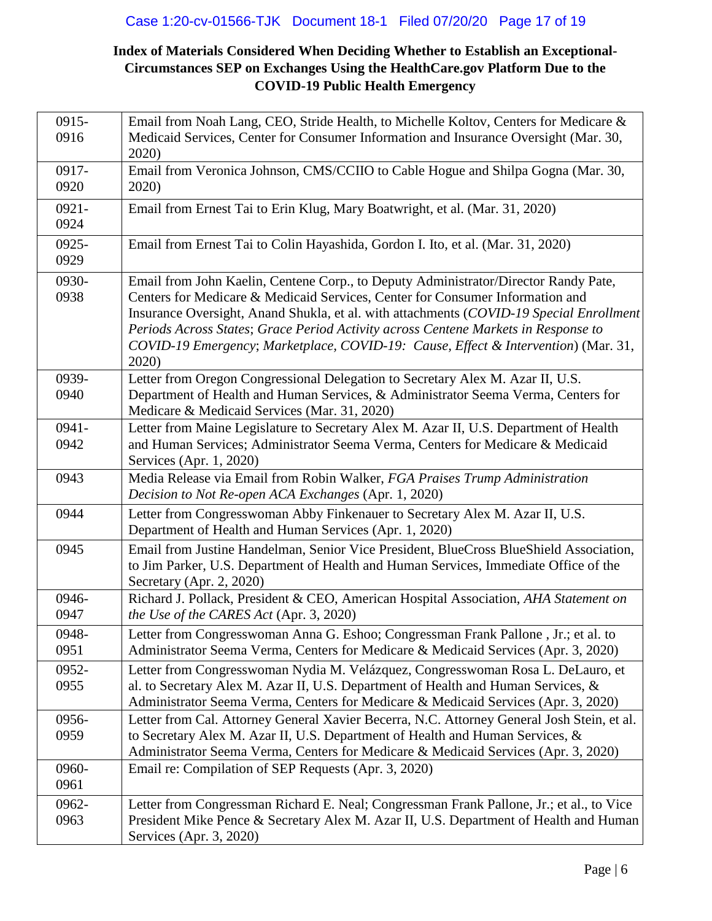**Index of Materials Considered When Deciding Whether to Establish an Exceptional-Circumstances SEP on Exchanges Using the HealthCare.gov Platform Due to the COVID-19 Public Health Emergency**

| | |
|---|---|
| 0915-0916 | Email from Noah Lang, CEO, Stride Health, to Michelle Koltov, Centers for Medicare & Medicaid Services, Center for Consumer Information and Insurance Oversight (Mar. 30, 2020) |
| 0917-0920 | Email from Veronica Johnson, CMS/CCIIO to Cable Hogue and Shilpa Gogna (Mar. 30, 2020) |
| 0921-0924 | Email from Ernest Tai to Erin Klug, Mary Boatwright, et al. (Mar. 31, 2020) |
| 0925-0929 | Email from Ernest Tai to Colin Hayashida, Gordon I. Ito, et al. (Mar. 31, 2020) |
| 0930-0938 | Email from John Kaelin, Centene Corp., to Deputy Administrator/Director Randy Pate, Centers for Medicare & Medicaid Services, Center for Consumer Information and Insurance Oversight, Anand Shukla, et al. with attachments (*COVID-19 Special Enrollment Periods Across States*; *Grace Period Activity across Centene Markets in Response to COVID-19 Emergency*; *Marketplace, COVID-19: Cause, Effect & Intervention*) (Mar. 31, 2020) |
| 0939-0940 | Letter from Oregon Congressional Delegation to Secretary Alex M. Azar II, U.S. Department of Health and Human Services, & Administrator Seema Verma, Centers for Medicare & Medicaid Services (Mar. 31, 2020) |
| 0941-0942 | Letter from Maine Legislature to Secretary Alex M. Azar II, U.S. Department of Health and Human Services; Administrator Seema Verma, Centers for Medicare & Medicaid Services (Apr. 1, 2020) |
| 0943 | Media Release via Email from Robin Walker, *FGA Praises Trump Administration Decision to Not Re-open ACA Exchanges* (Apr. 1, 2020) |
| 0944 | Letter from Congresswoman Abby Finkenauer to Secretary Alex M. Azar II, U.S. Department of Health and Human Services (Apr. 1, 2020) |
| 0945 | Email from Justine Handelman, Senior Vice President, BlueCross BlueShield Association, to Jim Parker, U.S. Department of Health and Human Services, Immediate Office of the Secretary (Apr. 2, 2020) |
| 0946-0947 | Richard J. Pollack, President & CEO, American Hospital Association, *AHA Statement on the Use of the CARES Act* (Apr. 3, 2020) |
| 0948-0951 | Letter from Congresswoman Anna G. Eshoo; Congressman Frank Pallone , Jr.; et al. to Administrator Seema Verma, Centers for Medicare & Medicaid Services (Apr. 3, 2020) |
| 0952-0955 | Letter from Congresswoman Nydia M. Velázquez, Congresswoman Rosa L. DeLauro, et al. to Secretary Alex M. Azar II, U.S. Department of Health and Human Services, & Administrator Seema Verma, Centers for Medicare & Medicaid Services (Apr. 3, 2020) |
| 0956-0959 | Letter from Cal. Attorney General Xavier Becerra, N.C. Attorney General Josh Stein, et al. to Secretary Alex M. Azar II, U.S. Department of Health and Human Services, & Administrator Seema Verma, Centers for Medicare & Medicaid Services (Apr. 3, 2020) |
| 0960-0961 | Email re: Compilation of SEP Requests (Apr. 3, 2020) |
| 0962-0963 | Letter from Congressman Richard E. Neal; Congressman Frank Pallone, Jr.; et al., to Vice President Mike Pence & Secretary Alex M. Azar II, U.S. Department of Health and Human Services (Apr. 3, 2020) |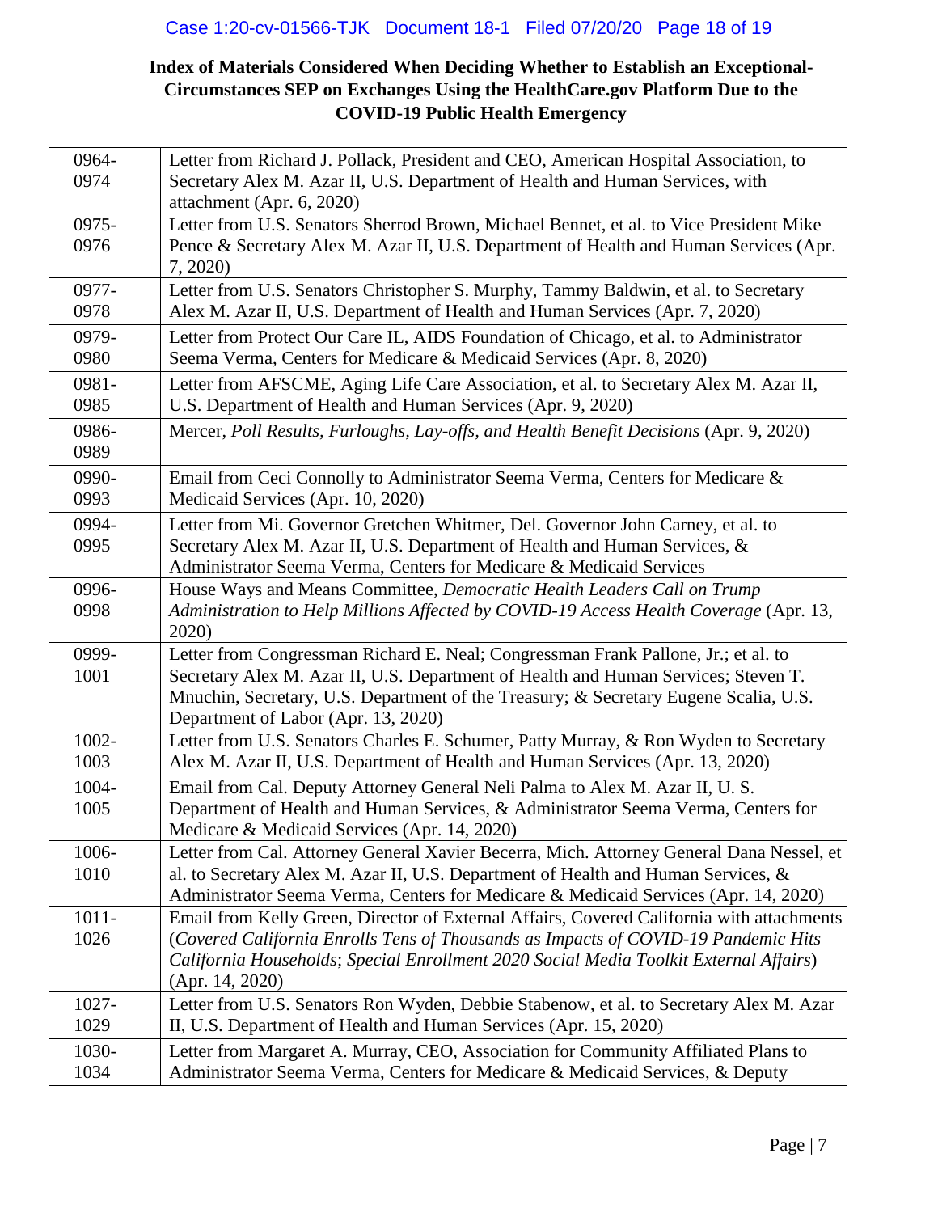**Index of Materials Considered When Deciding Whether to Establish an Exceptional-Circumstances SEP on Exchanges Using the HealthCare.gov Platform Due to the COVID-19 Public Health Emergency**

| | |
|---|---|
| 0964-0974 | Letter from Richard J. Pollack, President and CEO, American Hospital Association, to Secretary Alex M. Azar II, U.S. Department of Health and Human Services, with attachment (Apr. 6, 2020) |
| 0975-0976 | Letter from U.S. Senators Sherrod Brown, Michael Bennet, et al. to Vice President Mike Pence & Secretary Alex M. Azar II, U.S. Department of Health and Human Services (Apr. 7, 2020) |
| 0977-0978 | Letter from U.S. Senators Christopher S. Murphy, Tammy Baldwin, et al. to Secretary Alex M. Azar II, U.S. Department of Health and Human Services (Apr. 7, 2020) |
| 0979-0980 | Letter from Protect Our Care IL, AIDS Foundation of Chicago, et al. to Administrator Seema Verma, Centers for Medicare & Medicaid Services (Apr. 8, 2020) |
| 0981-0985 | Letter from AFSCME, Aging Life Care Association, et al. to Secretary Alex M. Azar II, U.S. Department of Health and Human Services (Apr. 9, 2020) |
| 0986-0989 | Mercer, *Poll Results, Furloughs, Lay-offs, and Health Benefit Decisions* (Apr. 9, 2020) |
| 0990-0993 | Email from Ceci Connolly to Administrator Seema Verma, Centers for Medicare & Medicaid Services (Apr. 10, 2020) |
| 0994-0995 | Letter from Mi. Governor Gretchen Whitmer, Del. Governor John Carney, et al. to Secretary Alex M. Azar II, U.S. Department of Health and Human Services, & Administrator Seema Verma, Centers for Medicare & Medicaid Services |
| 0996-0998 | House Ways and Means Committee, *Democratic Health Leaders Call on Trump Administration to Help Millions Affected by COVID-19 Access Health Coverage* (Apr. 13, 2020) |
| 0999-1001 | Letter from Congressman Richard E. Neal; Congressman Frank Pallone, Jr.; et al. to Secretary Alex M. Azar II, U.S. Department of Health and Human Services; Steven T. Mnuchin, Secretary, U.S. Department of the Treasury; & Secretary Eugene Scalia, U.S. Department of Labor (Apr. 13, 2020) |
| 1002-1003 | Letter from U.S. Senators Charles E. Schumer, Patty Murray, & Ron Wyden to Secretary Alex M. Azar II, U.S. Department of Health and Human Services (Apr. 13, 2020) |
| 1004-1005 | Email from Cal. Deputy Attorney General Neli Palma to Alex M. Azar II, U. S. Department of Health and Human Services, & Administrator Seema Verma, Centers for Medicare & Medicaid Services (Apr. 14, 2020) |
| 1006-1010 | Letter from Cal. Attorney General Xavier Becerra, Mich. Attorney General Dana Nessel, et al. to Secretary Alex M. Azar II, U.S. Department of Health and Human Services, & Administrator Seema Verma, Centers for Medicare & Medicaid Services (Apr. 14, 2020) |
| 1011-1026 | Email from Kelly Green, Director of External Affairs, Covered California with attachments (*Covered California Enrolls Tens of Thousands as Impacts of COVID-19 Pandemic Hits California Households*; *Special Enrollment 2020 Social Media Toolkit External Affairs*) (Apr. 14, 2020) |
| 1027-1029 | Letter from U.S. Senators Ron Wyden, Debbie Stabenow, et al. to Secretary Alex M. Azar II, U.S. Department of Health and Human Services (Apr. 15, 2020) |
| 1030-1034 | Letter from Margaret A. Murray, CEO, Association for Community Affiliated Plans to Administrator Seema Verma, Centers for Medicare & Medicaid Services, & Deputy |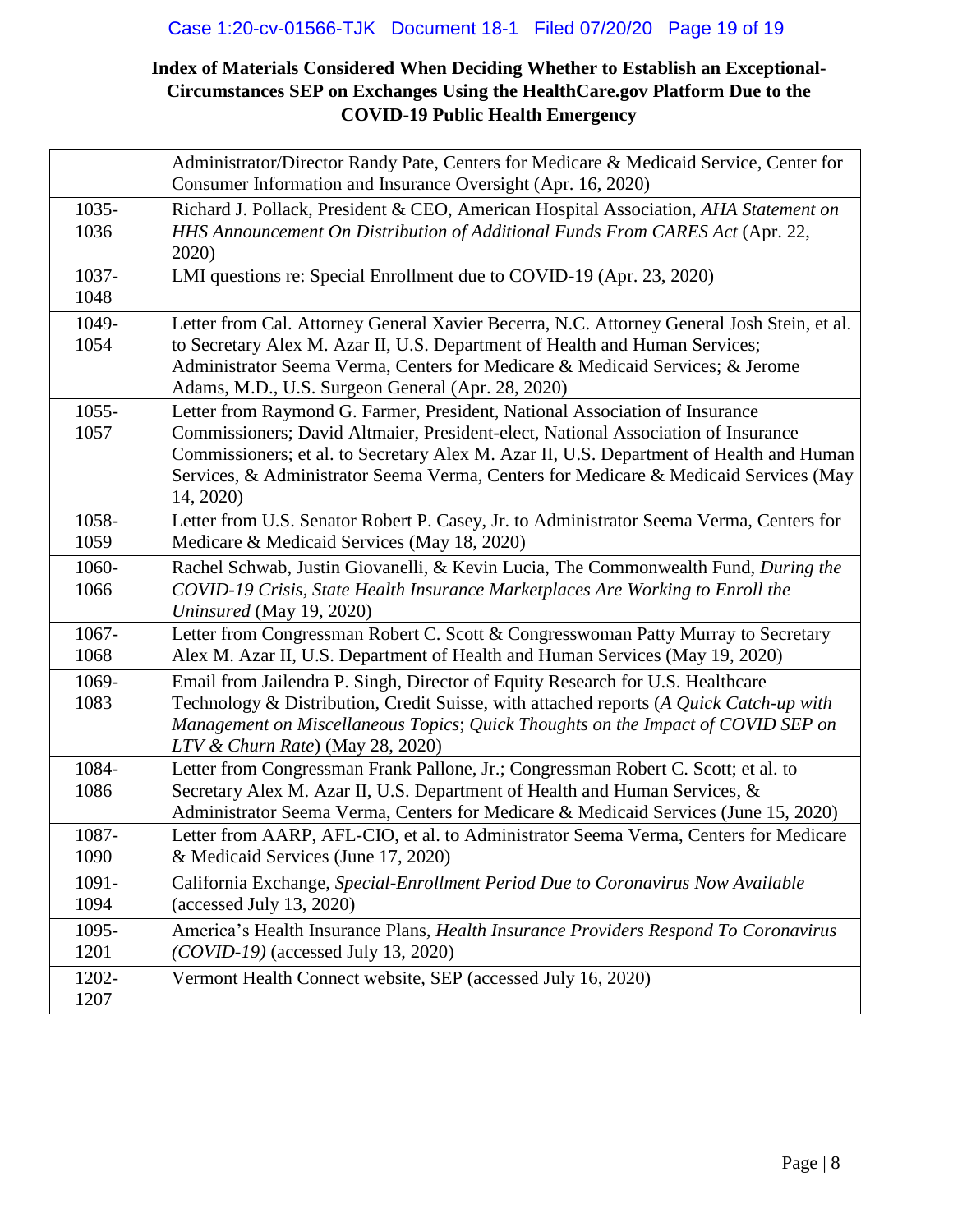**Index of Materials Considered When Deciding Whether to Establish an Exceptional-Circumstances SEP on Exchanges Using the HealthCare.gov Platform Due to the COVID-19 Public Health Emergency**

| | |
|---|---|
| | Administrator/Director Randy Pate, Centers for Medicare & Medicaid Service, Center for Consumer Information and Insurance Oversight (Apr. 16, 2020) |
| 1035-1036 | Richard J. Pollack, President & CEO, American Hospital Association, *AHA Statement on HHS Announcement On Distribution of Additional Funds From CARES Act* (Apr. 22, 2020) |
| 1037-1048 | LMI questions re: Special Enrollment due to COVID-19 (Apr. 23, 2020) |
| 1049-1054 | Letter from Cal. Attorney General Xavier Becerra, N.C. Attorney General Josh Stein, et al. to Secretary Alex M. Azar II, U.S. Department of Health and Human Services; Administrator Seema Verma, Centers for Medicare & Medicaid Services; & Jerome Adams, M.D., U.S. Surgeon General (Apr. 28, 2020) |
| 1055-1057 | Letter from Raymond G. Farmer, President, National Association of Insurance Commissioners; David Altmaier, President-elect, National Association of Insurance Commissioners; et al. to Secretary Alex M. Azar II, U.S. Department of Health and Human Services, & Administrator Seema Verma, Centers for Medicare & Medicaid Services (May 14, 2020) |
| 1058-1059 | Letter from U.S. Senator Robert P. Casey, Jr. to Administrator Seema Verma, Centers for Medicare & Medicaid Services (May 18, 2020) |
| 1060-1066 | Rachel Schwab, Justin Giovanelli, & Kevin Lucia, The Commonwealth Fund, *During the COVID-19 Crisis, State Health Insurance Marketplaces Are Working to Enroll the Uninsured* (May 19, 2020) |
| 1067-1068 | Letter from Congressman Robert C. Scott & Congresswoman Patty Murray to Secretary Alex M. Azar II, U.S. Department of Health and Human Services (May 19, 2020) |
| 1069-1083 | Email from Jailendra P. Singh, Director of Equity Research for U.S. Healthcare Technology & Distribution, Credit Suisse, with attached reports (*A Quick Catch-up with Management on Miscellaneous Topics*; *Quick Thoughts on the Impact of COVID SEP on LTV & Churn Rate*) (May 28, 2020) |
| 1084-1086 | Letter from Congressman Frank Pallone, Jr.; Congressman Robert C. Scott; et al. to Secretary Alex M. Azar II, U.S. Department of Health and Human Services, & Administrator Seema Verma, Centers for Medicare & Medicaid Services (June 15, 2020) |
| 1087-1090 | Letter from AARP, AFL-CIO, et al. to Administrator Seema Verma, Centers for Medicare & Medicaid Services (June 17, 2020) |
| 1091-1094 | California Exchange, *Special-Enrollment Period Due to Coronavirus Now Available* (accessed July 13, 2020) |
| 1095-1201 | America's Health Insurance Plans, *Health Insurance Providers Respond To Coronavirus (COVID-19)* (accessed July 13, 2020) |
| 1202-1207 | Vermont Health Connect website, SEP (accessed July 16, 2020) |